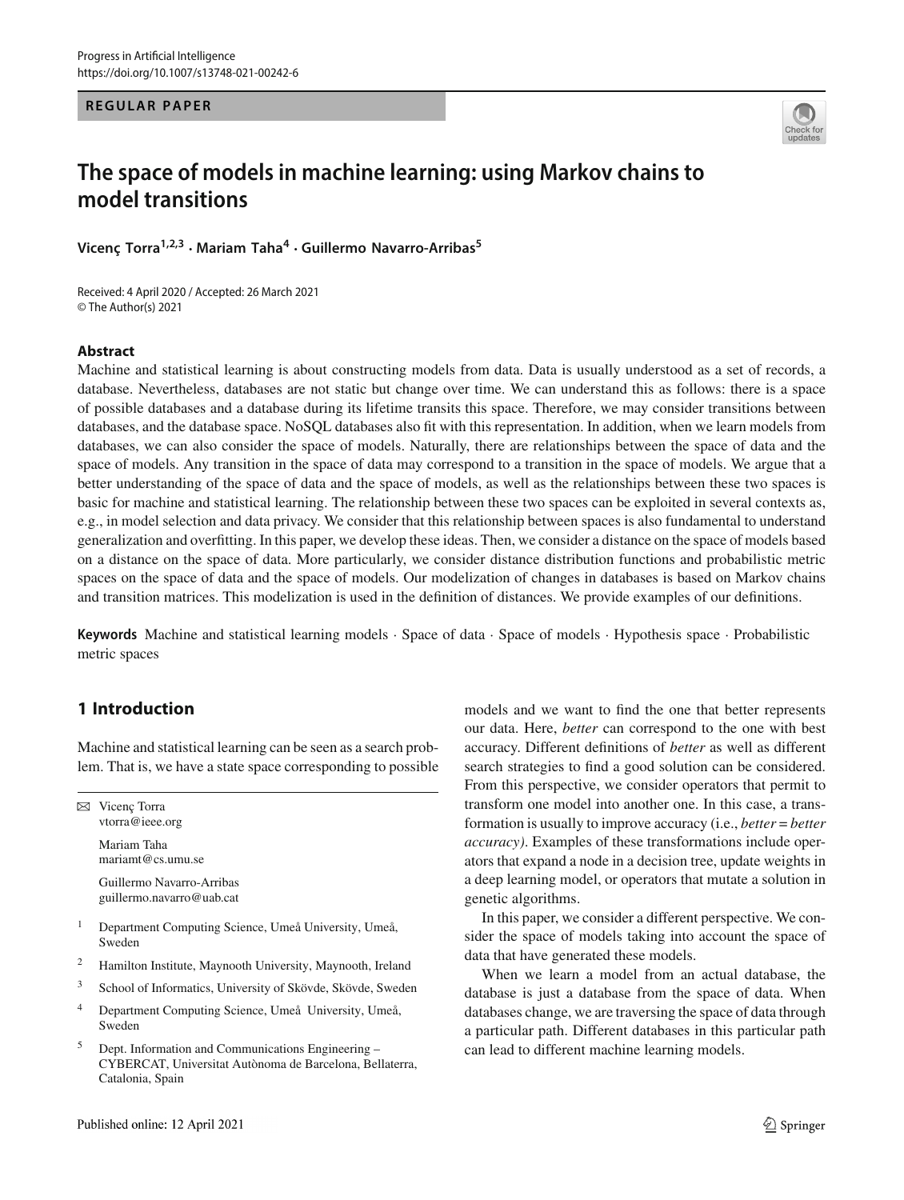REGULAR PAPER

# The space of models in machine learning: using Markov chains to model transitions

**Vicenç Torra[1,2,3] · Mariam Taha[4] · Guillermo Navarro-Arribas[5]**

Received: 4 April 2020 / Accepted: 26 March 2021
© The Author(s) 2021

## Abstract

Machine and statistical learning is about constructing models from data. Data is usually understood as a set of records, a database. Nevertheless, databases are not static but change over time. We can understand this as follows: there is a space of possible databases and a database during its lifetime transits this space. Therefore, we may consider transitions between databases, and the database space. NoSQL databases also fit with this representation. In addition, when we learn models from databases, we can also consider the space of models. Naturally, there are relationships between the space of data and the space of models. Any transition in the space of data may correspond to a transition in the space of models. We argue that a better understanding of the space of data and the space of models, as well as the relationships between these two spaces is basic for machine and statistical learning. The relationship between these two spaces can be exploited in several contexts as, e.g., in model selection and data privacy. We consider that this relationship between spaces is also fundamental to understand generalization and overfitting. In this paper, we develop these ideas. Then, we consider a distance on the space of models based on a distance on the space of data. More particularly, we consider distance distribution functions and probabilistic metric spaces on the space of data and the space of models. Our modelization of changes in databases is based on Markov chains and transition matrices. This modelization is used in the definition of distances. We provide examples of our definitions.

**Keywords** Machine and statistical learning models · Space of data · Space of models · Hypothesis space · Probabilistic metric spaces

## 1 Introduction

Machine and statistical learning can be seen as a search problem. That is, we have a state space corresponding to possible models and we want to find the one that better represents our data. Here, *better* can correspond to the one with best accuracy. Different definitions of *better* as well as different search strategies to find a good solution can be considered. From this perspective, we consider operators that permit to transform one model into another one. In this case, a transformation is usually to improve accuracy (i.e., *better* = *better accuracy)*. Examples of these transformations include operators that expand a node in a decision tree, update weights in a deep learning model, or operators that mutate a solution in genetic algorithms.

In this paper, we consider a different perspective. We consider the space of models taking into account the space of data that have generated these models.

When we learn a model from an actual database, the database is just a database from the space of data. When databases change, we are traversing the space of data through a particular path. Different databases in this particular path can lead to different machine learning models.

✉ Vicenç Torra
vtorra@ieee.org

Mariam Taha
mariamt@cs.umu.se

Guillermo Navarro-Arribas
guillermo.navarro@uab.cat

1 Department Computing Science, Umeå University, Umeå, Sweden

2 Hamilton Institute, Maynooth University, Maynooth, Ireland

3 School of Informatics, University of Skövde, Skövde, Sweden

4 Department Computing Science, Umeå University, Umeå, Sweden

5 Dept. Information and Communications Engineering – CYBERCAT, Universitat Autònoma de Barcelona, Bellaterra, Catalonia, Spain

Published online: 12 April 2021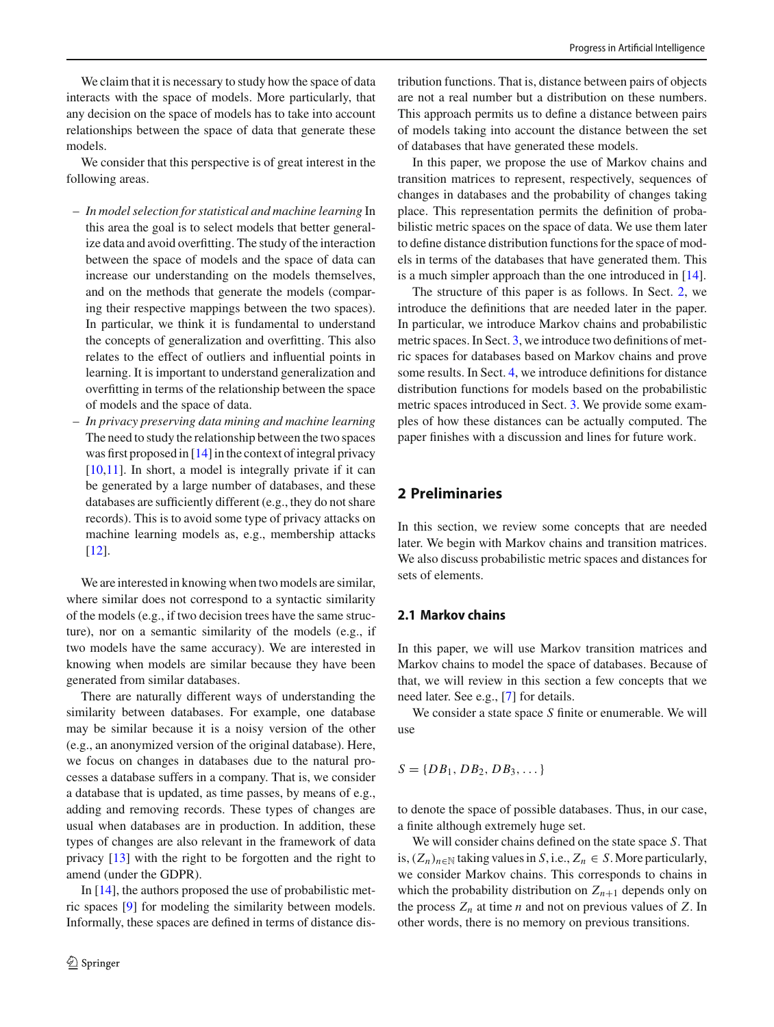We claim that it is necessary to study how the space of data interacts with the space of models. More particularly, that any decision on the space of models has to take into account relationships between the space of data that generate these models.

We consider that this perspective is of great interest in the following areas.

- *In model selection for statistical and machine learning* In this area the goal is to select models that better generalize data and avoid overfitting. The study of the interaction between the space of models and the space of data can increase our understanding on the models themselves, and on the methods that generate the models (comparing their respective mappings between the two spaces). In particular, we think it is fundamental to understand the concepts of generalization and overfitting. This also relates to the effect of outliers and influential points in learning. It is important to understand generalization and overfitting in terms of the relationship between the space of models and the space of data.
- *In privacy preserving data mining and machine learning* The need to study the relationship between the two spaces was first proposed in [14] in the context of integral privacy [10,11]. In short, a model is integrally private if it can be generated by a large number of databases, and these databases are sufficiently different (e.g., they do not share records). This is to avoid some type of privacy attacks on machine learning models as, e.g., membership attacks [12].

We are interested in knowing when two models are similar, where similar does not correspond to a syntactic similarity of the models (e.g., if two decision trees have the same structure), nor on a semantic similarity of the models (e.g., if two models have the same accuracy). We are interested in knowing when models are similar because they have been generated from similar databases.

There are naturally different ways of understanding the similarity between databases. For example, one database may be similar because it is a noisy version of the other (e.g., an anonymized version of the original database). Here, we focus on changes in databases due to the natural processes a database suffers in a company. That is, we consider a database that is updated, as time passes, by means of e.g., adding and removing records. These types of changes are usual when databases are in production. In addition, these types of changes are also relevant in the framework of data privacy [13] with the right to be forgotten and the right to amend (under the GDPR).

In [14], the authors proposed the use of probabilistic metric spaces [9] for modeling the similarity between models. Informally, these spaces are defined in terms of distance distribution functions. That is, distance between pairs of objects are not a real number but a distribution on these numbers. This approach permits us to define a distance between pairs of models taking into account the distance between the set of databases that have generated these models.

In this paper, we propose the use of Markov chains and transition matrices to represent, respectively, sequences of changes in databases and the probability of changes taking place. This representation permits the definition of probabilistic metric spaces on the space of data. We use them later to define distance distribution functions for the space of models in terms of the databases that have generated them. This is a much simpler approach than the one introduced in [14].

The structure of this paper is as follows. In Sect. 2, we introduce the definitions that are needed later in the paper. In particular, we introduce Markov chains and probabilistic metric spaces. In Sect. 3, we introduce two definitions of metric spaces for databases based on Markov chains and prove some results. In Sect. 4, we introduce definitions for distance distribution functions for models based on the probabilistic metric spaces introduced in Sect. 3. We provide some examples of how these distances can be actually computed. The paper finishes with a discussion and lines for future work.

## 2 Preliminaries

In this section, we review some concepts that are needed later. We begin with Markov chains and transition matrices. We also discuss probabilistic metric spaces and distances for sets of elements.

### 2.1 Markov chains

In this paper, we will use Markov transition matrices and Markov chains to model the space of databases. Because of that, we will review in this section a few concepts that we need later. See e.g., [7] for details.

We consider a state space $S$ finite or enumerable. We will use

$$S = \{DB_1, DB_2, DB_3, \ldots\}$$

to denote the space of possible databases. Thus, in our case, a finite although extremely huge set.

We will consider chains defined on the state space $S$. That is, $(Z_n)_{n \in \mathbb{N}}$ taking values in $S$, i.e., $Z_n \in S$. More particularly, we consider Markov chains. This corresponds to chains in which the probability distribution on $Z_{n+1}$ depends only on the process $Z_n$ at time $n$ and not on previous values of $Z$. In other words, there is no memory on previous transitions.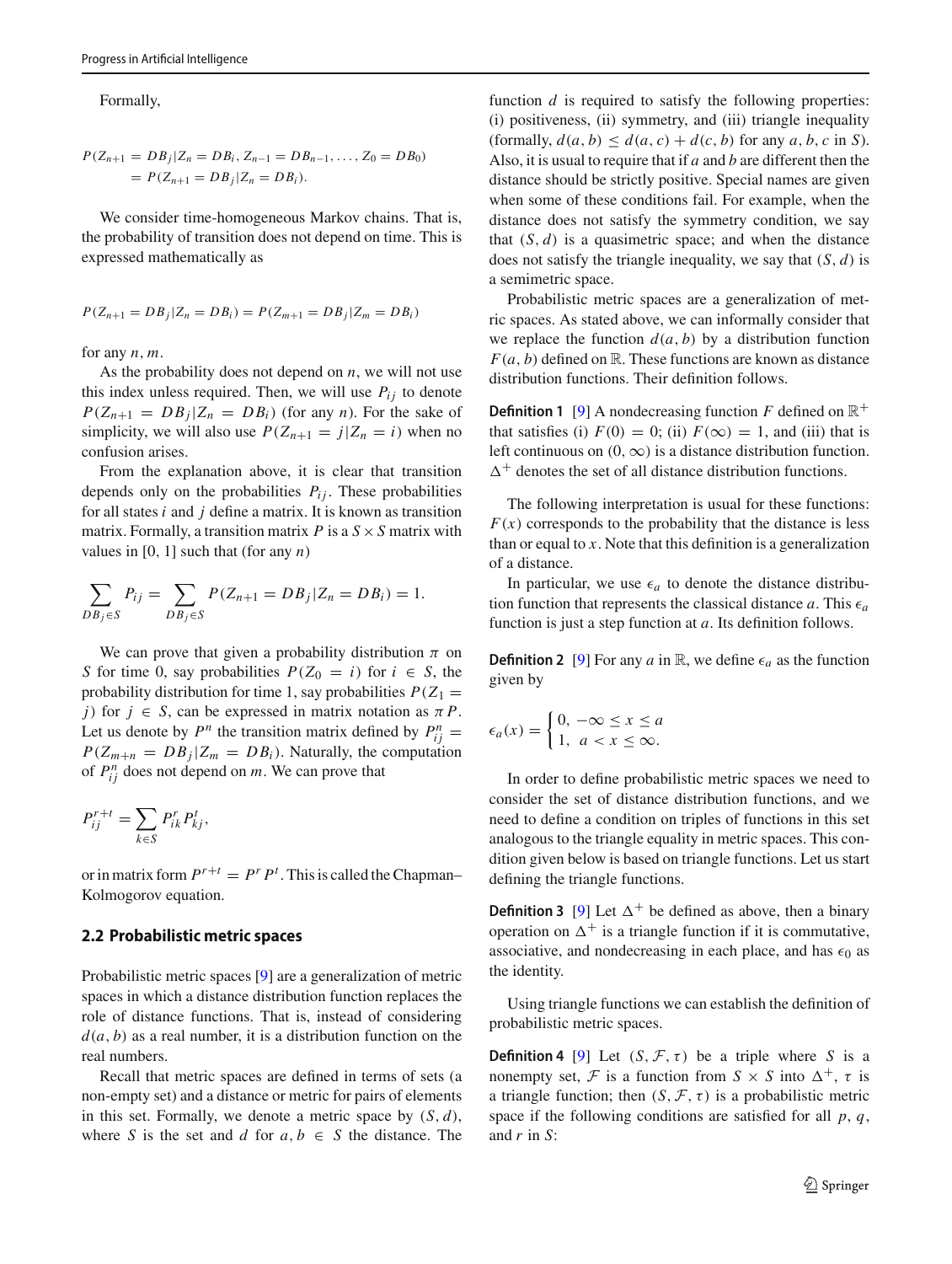Formally,

$$P(Z_{n+1} = DB_j | Z_n = DB_i, Z_{n-1} = DB_{n-1}, \ldots, Z_0 = DB_0) \\ = P(Z_{n+1} = DB_j | Z_n = DB_i).$$

We consider time-homogeneous Markov chains. That is, the probability of transition does not depend on time. This is expressed mathematically as

$$P(Z_{n+1} = DB_j | Z_n = DB_i) = P(Z_{m+1} = DB_j | Z_m = DB_i)$$

for any $n, m$.

As the probability does not depend on $n$, we will not use this index unless required. Then, we will use $P_{ij}$ to denote $P(Z_{n+1} = DB_j | Z_n = DB_i)$ (for any $n$). For the sake of simplicity, we will also use $P(Z_{n+1} = j | Z_n = i)$ when no confusion arises.

From the explanation above, it is clear that transition depends only on the probabilities $P_{ij}$. These probabilities for all states $i$ and $j$ define a matrix. It is known as transition matrix. Formally, a transition matrix $P$ is a $S \times S$ matrix with values in [0, 1] such that (for any $n$)

$$\sum_{DB_j \in S} P_{ij} = \sum_{DB_j \in S} P(Z_{n+1} = DB_j | Z_n = DB_i) = 1.$$

We can prove that given a probability distribution $\pi$ on $S$ for time 0, say probabilities $P(Z_0 = i)$ for $i \in S$, the probability distribution for time 1, say probabilities $P(Z_1 = j)$ for $j \in S$, can be expressed in matrix notation as $\pi P$. Let us denote by $P^n$ the transition matrix defined by $P^n_{ij} = P(Z_{m+n} = DB_j | Z_m = DB_i)$. Naturally, the computation of $P^n_{ij}$ does not depend on $m$. We can prove that

$$P^{r+t}_{ij} = \sum_{k \in S} P^r_{ik} P^t_{kj},$$

or in matrix form $P^{r+t} = P^r P^t$. This is called the Chapman–Kolmogorov equation.

### 2.2 Probabilistic metric spaces

Probabilistic metric spaces [9] are a generalization of metric spaces in which a distance distribution function replaces the role of distance functions. That is, instead of considering $d(a, b)$ as a real number, it is a distribution function on the real numbers.

Recall that metric spaces are defined in terms of sets (a non-empty set) and a distance or metric for pairs of elements in this set. Formally, we denote a metric space by $(S, d)$, where $S$ is the set and $d$ for $a, b \in S$ the distance. The function $d$ is required to satisfy the following properties: (i) positiveness, (ii) symmetry, and (iii) triangle inequality (formally, $d(a, b) \leq d(a, c) + d(c, b)$ for any $a, b, c$ in $S$). Also, it is usual to require that if $a$ and $b$ are different then the distance should be strictly positive. Special names are given when some of these conditions fail. For example, when the distance does not satisfy the symmetry condition, we say that $(S, d)$ is a quasimetric space; and when the distance does not satisfy the triangle inequality, we say that $(S, d)$ is a semimetric space.

Probabilistic metric spaces are a generalization of metric spaces. As stated above, we can informally consider that we replace the function $d(a, b)$ by a distribution function $F(a, b)$ defined on $\mathbb{R}$. These functions are known as distance distribution functions. Their definition follows.

**Definition 1** [9] A nondecreasing function $F$ defined on $\mathbb{R}^+$ that satisfies (i) $F(0) = 0$; (ii) $F(\infty) = 1$, and (iii) that is left continuous on $(0, \infty)$ is a distance distribution function. $\Delta^+$ denotes the set of all distance distribution functions.

The following interpretation is usual for these functions: $F(x)$ corresponds to the probability that the distance is less than or equal to $x$. Note that this definition is a generalization of a distance.

In particular, we use $\epsilon_a$ to denote the distance distribution function that represents the classical distance $a$. This $\epsilon_a$ function is just a step function at $a$. Its definition follows.

**Definition 2** [9] For any $a$ in $\mathbb{R}$, we define $\epsilon_a$ as the function given by

$$\epsilon_a(x) = \begin{cases} 0, & -\infty \leq x \leq a \\ 1, & a < x \leq \infty. \end{cases}$$

In order to define probabilistic metric spaces we need to consider the set of distance distribution functions, and we need to define a condition on triples of functions in this set analogous to the triangle equality in metric spaces. This condition given below is based on triangle functions. Let us start defining the triangle functions.

**Definition 3** [9] Let $\Delta^+$ be defined as above, then a binary operation on $\Delta^+$ is a triangle function if it is commutative, associative, and nondecreasing in each place, and has $\epsilon_0$ as the identity.

Using triangle functions we can establish the definition of probabilistic metric spaces.

**Definition 4** [9] Let $(S, \mathcal{F}, \tau)$ be a triple where $S$ is a nonempty set, $\mathcal{F}$ is a function from $S \times S$ into $\Delta^+$, $\tau$ is a triangle function; then $(S, \mathcal{F}, \tau)$ is a probabilistic metric space if the following conditions are satisfied for all $p$, $q$, and $r$ in $S$: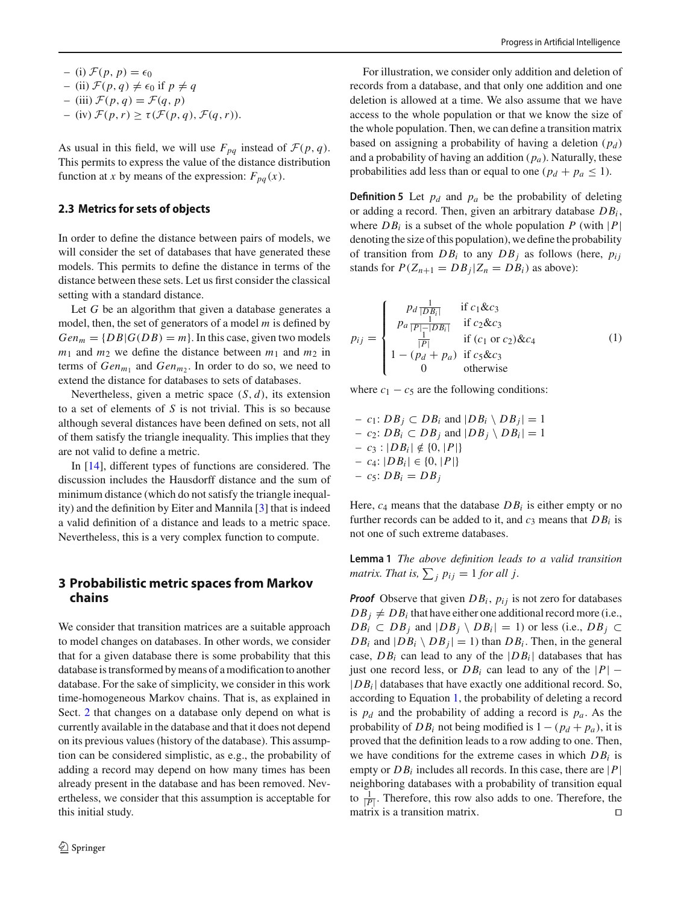- (i) $\mathcal{F}(p, p) = \epsilon_0$
- (ii) $\mathcal{F}(p, q) \neq \epsilon_0$ if $p \neq q$
- (iii) $\mathcal{F}(p, q) = \mathcal{F}(q, p)$
- (iv) $\mathcal{F}(p, r) \geq \tau(\mathcal{F}(p, q), \mathcal{F}(q, r))$.

As usual in this field, we will use $F_{pq}$ instead of $\mathcal{F}(p, q)$. This permits to express the value of the distance distribution function at $x$ by means of the expression: $F_{pq}(x)$.

### 2.3 Metrics for sets of objects

In order to define the distance between pairs of models, we will consider the set of databases that have generated these models. This permits to define the distance in terms of the distance between these sets. Let us first consider the classical setting with a standard distance.

Let $G$ be an algorithm that given a database generates a model, then, the set of generators of a model $m$ is defined by $Gen_m = \{DB | G(DB) = m\}$. In this case, given two models $m_1$ and $m_2$ we define the distance between $m_1$ and $m_2$ in terms of $Gen_{m_1}$ and $Gen_{m_2}$. In order to do so, we need to extend the distance for databases to sets of databases.

Nevertheless, given a metric space $(S, d)$, its extension to a set of elements of $S$ is not trivial. This is so because although several distances have been defined on sets, not all of them satisfy the triangle inequality. This implies that they are not valid to define a metric.

In [14], different types of functions are considered. The discussion includes the Hausdorff distance and the sum of minimum distance (which do not satisfy the triangle inequality) and the definition by Eiter and Mannila [3] that is indeed a valid definition of a distance and leads to a metric space. Nevertheless, this is a very complex function to compute.

## 3 Probabilistic metric spaces from Markov chains

We consider that transition matrices are a suitable approach to model changes on databases. In other words, we consider that for a given database there is some probability that this database is transformed by means of a modification to another database. For the sake of simplicity, we consider in this work time-homogeneous Markov chains. That is, as explained in Sect. 2 that changes on a database only depend on what is currently available in the database and that it does not depend on its previous values (history of the database). This assumption can be considered simplistic, as e.g., the probability of adding a record may depend on how many times has been already present in the database and has been removed. Nevertheless, we consider that this assumption is acceptable for this initial study.

For illustration, we consider only addition and deletion of records from a database, and that only one addition and one deletion is allowed at a time. We also assume that we have access to the whole population or that we know the size of the whole population. Then, we can define a transition matrix based on assigning a probability of having a deletion ($p_d$) and a probability of having an addition ($p_a$). Naturally, these probabilities add less than or equal to one ($p_d + p_a \leq 1$).

**Definition 5** Let $p_d$ and $p_a$ be the probability of deleting or adding a record. Then, given an arbitrary database $DB_i$, where $DB_i$ is a subset of the whole population $P$ (with $|P|$ denoting the size of this population), we define the probability of transition from $DB_i$ to any $DB_j$ as follows (here, $p_{ij}$ stands for $P(Z_{n+1} = DB_j | Z_n = DB_i)$ as above):

$$p_{ij} = \begin{cases} p_d \frac{1}{|DB_i|} & \text{if } c_1 \& c_3 \\ p_a \frac{1}{|P| - |DB_i|} & \text{if } c_2 \& c_3 \\ \frac{1}{|P|} & \text{if } (c_1 \text{ or } c_2) \& c_4 \\ 1 - (p_d + p_a) & \text{if } c_5 \& c_3 \\ 0 & \text{otherwise} \end{cases} \tag{1}$$

where $c_1 - c_5$ are the following conditions:

- $c_1$: $DB_j \subset DB_i$ and $|DB_i \setminus DB_j| = 1$
- $c_2$: $DB_i \subset DB_j$ and $|DB_j \setminus DB_i| = 1$
- $c_3$ : $|DB_i| \notin \{0, |P|\}$
- $c_4$: $|DB_i| \in \{0, |P|\}$
- $c_5$: $DB_i = DB_j$

Here, $c_4$ means that the database $DB_i$ is either empty or no further records can be added to it, and $c_3$ means that $DB_i$ is not one of such extreme databases.

**Lemma 1** *The above definition leads to a valid transition matrix. That is,* $\sum_j p_{ij} = 1$ *for all* $j$.

***Proof*** Observe that given $DB_i$, $p_{ij}$ is not zero for databases $DB_j \neq DB_i$ that have either one additional record more (i.e., $DB_i \subset DB_j$ and $|DB_j \setminus DB_i| = 1$) or less (i.e., $DB_j \subset DB_i$ and $|DB_i \setminus DB_j| = 1$) than $DB_i$. Then, in the general case, $DB_i$ can lead to any of the $|DB_i|$ databases that has just one record less, or $DB_i$ can lead to any of the $|P| - |DB_i|$ databases that have exactly one additional record. So, according to Equation 1, the probability of deleting a record is $p_d$ and the probability of adding a record is $p_a$. As the probability of $DB_i$ not being modified is $1 - (p_d + p_a)$, it is proved that the definition leads to a row adding to one. Then, we have conditions for the extreme cases in which $DB_i$ is empty or $DB_i$ includes all records. In this case, there are $|P|$ neighboring databases with a probability of transition equal to $\frac{1}{|P|}$. Therefore, this row also adds to one. Therefore, the matrix is a transition matrix. □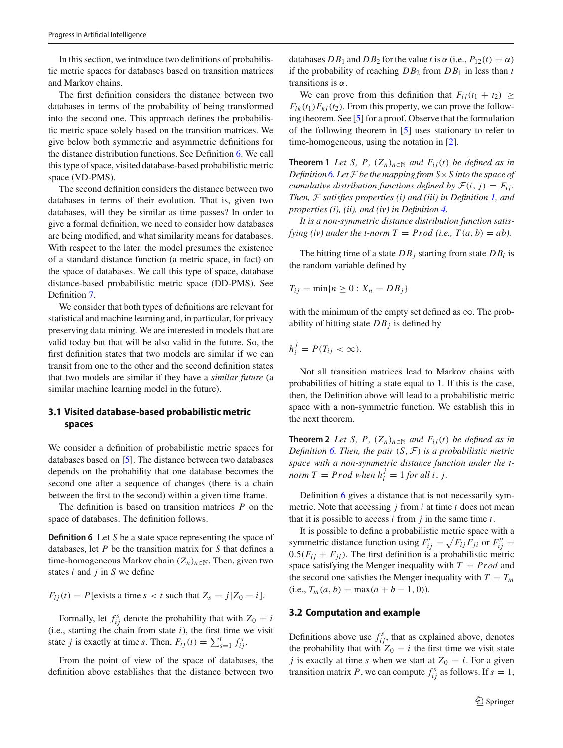In this section, we introduce two definitions of probabilistic metric spaces for databases based on transition matrices and Markov chains.

The first definition considers the distance between two databases in terms of the probability of being transformed into the second one. This approach defines the probabilistic metric space solely based on the transition matrices. We give below both symmetric and asymmetric definitions for the distance distribution functions. See Definition 6. We call this type of space, visited database-based probabilistic metric space (VD-PMS).

The second definition considers the distance between two databases in terms of their evolution. That is, given two databases, will they be similar as time passes? In order to give a formal definition, we need to consider how databases are being modified, and what similarity means for databases. With respect to the later, the model presumes the existence of a standard distance function (a metric space, in fact) on the space of databases. We call this type of space, database distance-based probabilistic metric space (DD-PMS). See Definition 7.

We consider that both types of definitions are relevant for statistical and machine learning and, in particular, for privacy preserving data mining. We are interested in models that are valid today but that will be also valid in the future. So, the first definition states that two models are similar if we can transit from one to the other and the second definition states that two models are similar if they have a *similar future* (a similar machine learning model in the future).

### 3.1 Visited database-based probabilistic metric spaces

We consider a definition of probabilistic metric spaces for databases based on [5]. The distance between two databases depends on the probability that one database becomes the second one after a sequence of changes (there is a chain between the first to the second) within a given time frame.

The definition is based on transition matrices $P$ on the space of databases. The definition follows.

**Definition 6** Let $S$ be a state space representing the space of databases, let $P$ be the transition matrix for $S$ that defines a time-homogeneous Markov chain $(Z_n)_{n\in\mathbb{N}}$. Then, given two states $i$ and $j$ in $S$ we define

$$F_{ij}(t) = P[\text{exists a time } s < t \text{ such that } Z_s = j | Z_0 = i].$$

Formally, let $f_{ij}^s$ denote the probability that with $Z_0 = i$ (i.e., starting the chain from state $i$), the first time we visit state $j$ is exactly at time $s$. Then, $F_{ij}(t) = \sum_{s=1}^{t} f_{ij}^s$.

From the point of view of the space of databases, the definition above establishes that the distance between two databases $DB_1$ and $DB_2$ for the value $t$ is $\alpha$ (i.e., $P_{12}(t) = \alpha$) if the probability of reaching $DB_2$ from $DB_1$ in less than $t$ transitions is $\alpha$.

We can prove from this definition that $F_{ij}(t_1 + t_2) \geq F_{ik}(t_1)F_{kj}(t_2)$. From this property, we can prove the following theorem. See [5] for a proof. Observe that the formulation of the following theorem in [5] uses stationary to refer to time-homogeneous, using the notation in [2].

**Theorem 1** *Let $S$, $P$, $(Z_n)_{n\in\mathbb{N}}$ and $F_{ij}(t)$ be defined as in Definition 6. Let $\mathcal{F}$ be the mapping from $S \times S$ into the space of cumulative distribution functions defined by $\mathcal{F}(i, j) = F_{ij}$. Then, $\mathcal{F}$ satisfies properties (i) and (iii) in Definition 1, and properties (i), (ii), and (iv) in Definition 4.*

*It is a non-symmetric distance distribution function satisfying (iv) under the t-norm $T = Prod$ (i.e., $T(a, b) = ab$).*

The hitting time of a state $DB_j$ starting from state $DB_i$ is the random variable defined by

$$T_{ij} = \min\{n \geq 0 : X_n = DB_j\}$$

with the minimum of the empty set defined as $\infty$. The probability of hitting state $DB_j$ is defined by

$$h_i^j = P(T_{ij} < \infty).$$

Not all transition matrices lead to Markov chains with probabilities of hitting a state equal to 1. If this is the case, then, the Definition above will lead to a probabilistic metric space with a non-symmetric function. We establish this in the next theorem.

**Theorem 2** *Let $S$, $P$, $(Z_n)_{n\in\mathbb{N}}$ and $F_{ij}(t)$ be defined as in Definition 6. Then, the pair $(S, \mathcal{F})$ is a probabilistic metric space with a non-symmetric distance function under the t-norm $T = Prod$ when $h_i^j = 1$ for all $i$, $j$.*

Definition 6 gives a distance that is not necessarily symmetric. Note that accessing $j$ from $i$ at time $t$ does not mean that it is possible to access $i$ from $j$ in the same time $t$.

It is possible to define a probabilistic metric space with a symmetric distance function using $F'_{ij} = \sqrt{F_{ij}F_{ji}}$ or $F''_{ij} = 0.5(F_{ij} + F_{ji})$. The first definition is a probabilistic metric space satisfying the Menger inequality with $T = Prod$ and the second one satisfies the Menger inequality with $T = T_m$ (i.e., $T_m(a, b) = \max(a + b - 1, 0)$).

### 3.2 Computation and example

Definitions above use $f_{ij}^s$, that as explained above, denotes the probability that with $Z_0 = i$ the first time we visit state $j$ is exactly at time $s$ when we start at $Z_0 = i$. For a given transition matrix $P$, we can compute $f_{ij}^s$ as follows. If $s = 1$,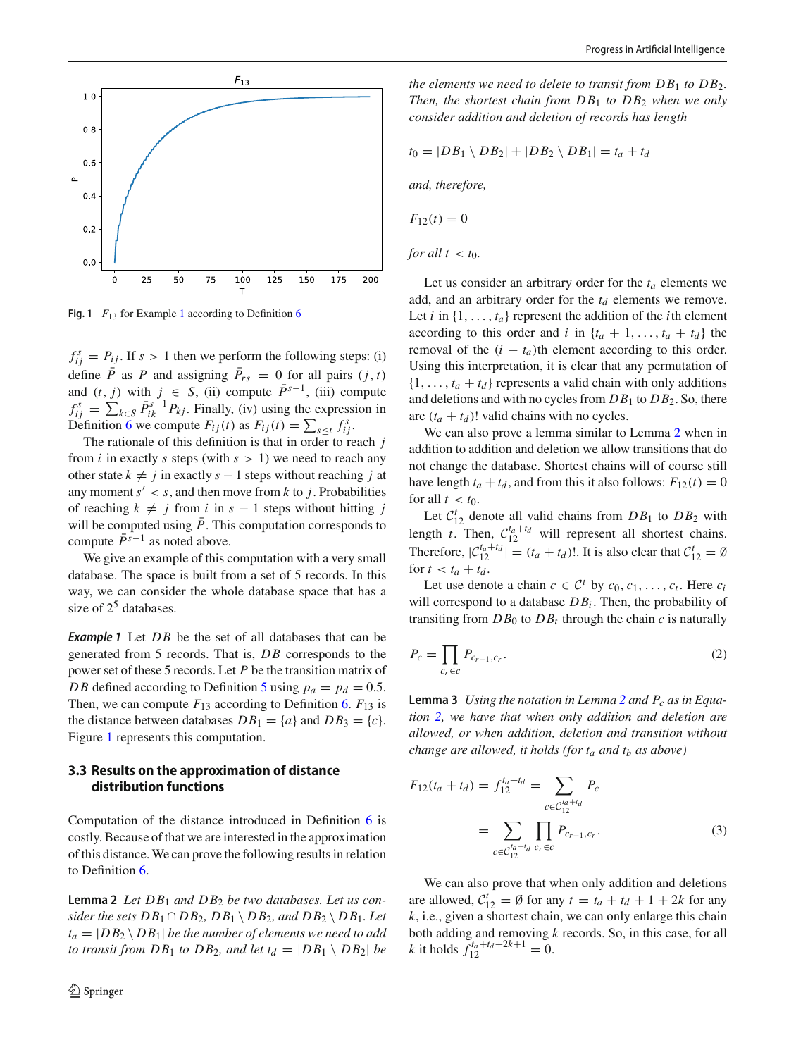Fig. 1 $F_{13}$ for Example 1 according to Definition 6

$f_{ij}^s = P_{ij}$. If $s > 1$ then we perform the following steps: (i) define $\bar{P}$ as $P$ and assigning $\bar{P}_{rs} = 0$ for all pairs $(j, t)$ and $(t, j)$ with $j \in S$, (ii) compute $\bar{P}^{s-1}$, (iii) compute $f_{ij}^s = \sum_{k \in S} \bar{P}_{ik}^{s-1} P_{kj}$. Finally, (iv) using the expression in Definition 6 we compute $F_{ij}(t)$ as $F_{ij}(t) = \sum_{s \le t} f_{ij}^s$.

The rationale of this definition is that in order to reach $j$ from $i$ in exactly $s$ steps (with $s > 1$) we need to reach any other state $k \neq j$ in exactly $s - 1$ steps without reaching $j$ at any moment $s' < s$, and then move from $k$ to $j$. Probabilities of reaching $k \neq j$ from $i$ in $s - 1$ steps without hitting $j$ will be computed using $\bar{P}$. This computation corresponds to compute $\bar{P}^{s-1}$ as noted above.

We give an example of this computation with a very small database. The space is built from a set of 5 records. In this way, we can consider the whole database space that has a size of $2^5$ databases.

***Example 1*** Let $DB$ be the set of all databases that can be generated from 5 records. That is, $DB$ corresponds to the power set of these 5 records. Let $P$ be the transition matrix of $DB$ defined according to Definition 5 using $p_a = p_d = 0.5$. Then, we can compute $F_{13}$ according to Definition 6. $F_{13}$ is the distance between databases $DB_1 = \{a\}$ and $DB_3 = \{c\}$. Figure 1 represents this computation.

### 3.3 Results on the approximation of distance distribution functions

Computation of the distance introduced in Definition 6 is costly. Because of that we are interested in the approximation of this distance. We can prove the following results in relation to Definition 6.

**Lemma 2** *Let $DB_1$ and $DB_2$ be two databases. Let us consider the sets $DB_1 \cap DB_2$, $DB_1 \setminus DB_2$, and $DB_2 \setminus DB_1$. Let $t_a = |DB_2 \setminus DB_1|$ be the number of elements we need to add to transit from $DB_1$ to $DB_2$, and let $t_d = |DB_1 \setminus DB_2|$ be the elements we need to delete to transit from $DB_1$ to $DB_2$. Then, the shortest chain from $DB_1$ to $DB_2$ when we only consider addition and deletion of records has length*

$$t_0 = |DB_1 \setminus DB_2| + |DB_2 \setminus DB_1| = t_a + t_d$$

*and, therefore,*

$$F_{12}(t) = 0$$

*for all $t < t_0$.*

Let us consider an arbitrary order for the $t_a$ elements we add, and an arbitrary order for the $t_d$ elements we remove. Let $i$ in $\{1, \ldots, t_a\}$ represent the addition of the $i$th element according to this order and $i$ in $\{t_a + 1, \ldots, t_a + t_d\}$ the removal of the $(i - t_a)$th element according to this order. Using this interpretation, it is clear that any permutation of $\{1, \ldots, t_a + t_d\}$ represents a valid chain with only additions and deletions and with no cycles from $DB_1$ to $DB_2$. So, there are $(t_a + t_d)!$ valid chains with no cycles.

We can also prove a lemma similar to Lemma 2 when in addition to addition and deletion we allow transitions that do not change the database. Shortest chains will of course still have length $t_a + t_d$, and from this it also follows: $F_{12}(t) = 0$ for all $t < t_0$.

Let $\mathcal{C}_{12}^t$ denote all valid chains from $DB_1$ to $DB_2$ with length $t$. Then, $\mathcal{C}_{12}^{t_a+t_d}$ will represent all shortest chains. Therefore, $|\mathcal{C}_{12}^{t_a+t_d}| = (t_a + t_d)!$. It is also clear that $\mathcal{C}_{12}^t = \emptyset$ for $t < t_a + t_d$.

Let use denote a chain $c \in \mathcal{C}^t$ by $c_0, c_1, \ldots, c_t$. Here $c_i$ will correspond to a database $DB_i$. Then, the probability of transiting from $DB_0$ to $DB_t$ through the chain $c$ is naturally

$$P_c = \prod_{c_r \in c} P_{c_{r-1}, c_r}. \tag{2}$$

**Lemma 3** *Using the notation in Lemma 2 and $P_c$ as in Equation 2, we have that when only addition and deletion are allowed, or when addition, deletion and transition without change are allowed, it holds (for $t_a$ and $t_b$ as above)*

$$F_{12}(t_a + t_d) = f_{12}^{t_a+t_d} = \sum_{c \in \mathcal{C}_{12}^{t_a+t_d}} P_c$$
$$= \sum_{c \in \mathcal{C}_{12}^{t_a+t_d}} \prod_{c_r \in c} P_{c_{r-1}, c_r}. \tag{3}$$

We can also prove that when only addition and deletions are allowed, $\mathcal{C}_{12}^t = \emptyset$ for any $t = t_a + t_d + 1 + 2k$ for any $k$, i.e., given a shortest chain, we can only enlarge this chain both adding and removing $k$ records. So, in this case, for all $k$ it holds $f_{12}^{t_a+t_d+2k+1} = 0$.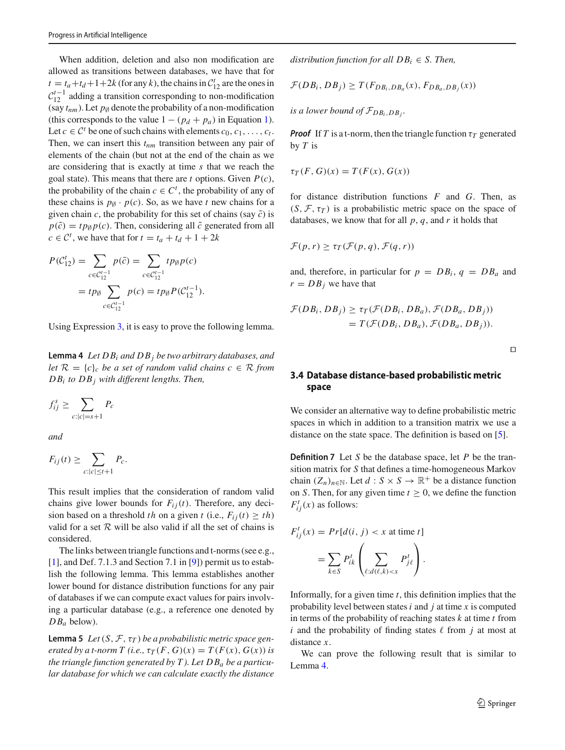When addition, deletion and also non modification are allowed as transitions between databases, we have that for $t = t_a + t_d + 1 + 2k$ (for any $k$), the chains in $\mathcal{C}_{12}^t$ are the ones in $\mathcal{C}_{12}^{t-1}$ adding a transition corresponding to non-modification (say $t_{nm}$). Let $p_\emptyset$ denote the probability of a non-modification (this corresponds to the value $1 - (p_d + p_a)$ in Equation 1). Let $c \in \mathcal{C}^t$ be one of such chains with elements $c_0, c_1, \ldots, c_t$. Then, we can insert this $t_{nm}$ transition between any pair of elements of the chain (but not at the end of the chain as we are considering that is exactly at time $s$ that we reach the goal state). This means that there are $t$ options. Given $P(c)$, the probability of the chain $c \in C^t$, the probability of any of these chains is $p_\emptyset \cdot p(c)$. So, as we have $t$ new chains for a given chain $c$, the probability for this set of chains (say $\tilde{c}$) is $p(\tilde{c}) = t p_\emptyset p(c)$. Then, considering all $\tilde{c}$ generated from all $c \in \mathcal{C}^t$, we have that for $t = t_a + t_d + 1 + 2k$

$$
\begin{aligned}
P(\mathcal{C}_{12}^t) &= \sum_{c \in \mathcal{C}_{12}^{t-1}} p(\tilde{c}) = \sum_{c \in \mathcal{C}_{12}^{t-1}} t p_\emptyset p(c) \\
&= t p_\emptyset \sum_{c \in \mathcal{C}_{12}^{t-1}} p(c) = t p_\emptyset P(\mathcal{C}_{12}^{t-1}).
\end{aligned}
$$

Using Expression 3, it is easy to prove the following lemma.

**Lemma 4** *Let $DB_i$ and $DB_j$ be two arbitrary databases, and let $\mathcal{R} = \{c\}_c$ be a set of random valid chains $c \in \mathcal{R}$ from $DB_i$ to $DB_j$ with different lengths. Then,*

$$
f_{ij}^s \geq \sum_{c:|c|=s+1} P_c
$$

*and*

$$
F_{ij}(t) \geq \sum_{c:|c|\leq t+1} P_c.
$$

This result implies that the consideration of random valid chains give lower bounds for $F_{ij}(t)$. Therefore, any decision based on a threshold $th$ on a given $t$ (i.e., $F_{ij}(t) \geq th$) valid for a set $\mathcal{R}$ will be also valid if all the set of chains is considered.

The links between triangle functions and t-norms (see e.g., [1], and Def. 7.1.3 and Section 7.1 in [9]) permit us to establish the following lemma. This lemma establishes another lower bound for distance distribution functions for any pair of databases if we can compute exact values for pairs involving a particular database (e.g., a reference one denoted by $DB_a$ below).

**Lemma 5** *Let $(S, \mathcal{F}, \tau_T)$ be a probabilistic metric space generated by a t-norm $T$ (i.e., $\tau_T(F, G)(x) = T(F(x), G(x))$ is the triangle function generated by $T$). Let $DB_a$ be a particular database for which we can calculate exactly the distance distribution function for all $DB_i \in S$. Then,*

$$
\mathcal{F}(DB_i, DB_j) \geq T(F_{DB_i, DB_a}(x), F_{DB_a, DB_j}(x))
$$

*is a lower bound of $\mathcal{F}_{DB_i, DB_j}$.*

***Proof*** If $T$ is a t-norm, then the triangle function $\tau_T$ generated by $T$ is

$$
\tau_T(F, G)(x) = T(F(x), G(x))
$$

for distance distribution functions $F$ and $G$. Then, as $(S, \mathcal{F}, \tau_T)$ is a probabilistic metric space on the space of databases, we know that for all $p$, $q$, and $r$ it holds that

$$
\mathcal{F}(p, r) \geq \tau_T(\mathcal{F}(p, q), \mathcal{F}(q, r))
$$

and, therefore, in particular for $p = DB_i$, $q = DB_a$ and $r = DB_j$ we have that

$$
\begin{aligned}
\mathcal{F}(DB_i, DB_j) &\geq \tau_T(\mathcal{F}(DB_i, DB_a), \mathcal{F}(DB_a, DB_j)) \\
&= T(\mathcal{F}(DB_i, DB_a), \mathcal{F}(DB_a, DB_j)).
\end{aligned}
$$

□

### 3.4 Database distance-based probabilistic metric space

We consider an alternative way to define probabilistic metric spaces in which in addition to a transition matrix we use a distance on the state space. The definition is based on [5].

**Definition 7** Let $S$ be the database space, let $P$ be the transition matrix for $S$ that defines a time-homogeneous Markov chain $(Z_n)_{n \in \mathbb{N}}$. Let $d : S \times S \to \mathbb{R}^+$ be a distance function on $S$. Then, for any given time $t \geq 0$, we define the function $F_{ij}^t(x)$ as follows:

$$
\begin{aligned}
F_{ij}^t(x) &= Pr[d(i, j) < x \text{ at time } t] \\
&= \sum_{k \in S} P_{ik}^t \left( \sum_{\ell : d(\ell, k) < x} P_{j\ell}^t \right).
\end{aligned}
$$

Informally, for a given time $t$, this definition implies that the probability level between states $i$ and $j$ at time $x$ is computed in terms of the probability of reaching states $k$ at time $t$ from $i$ and the probability of finding states $\ell$ from $j$ at most at distance $x$.

We can prove the following result that is similar to Lemma 4.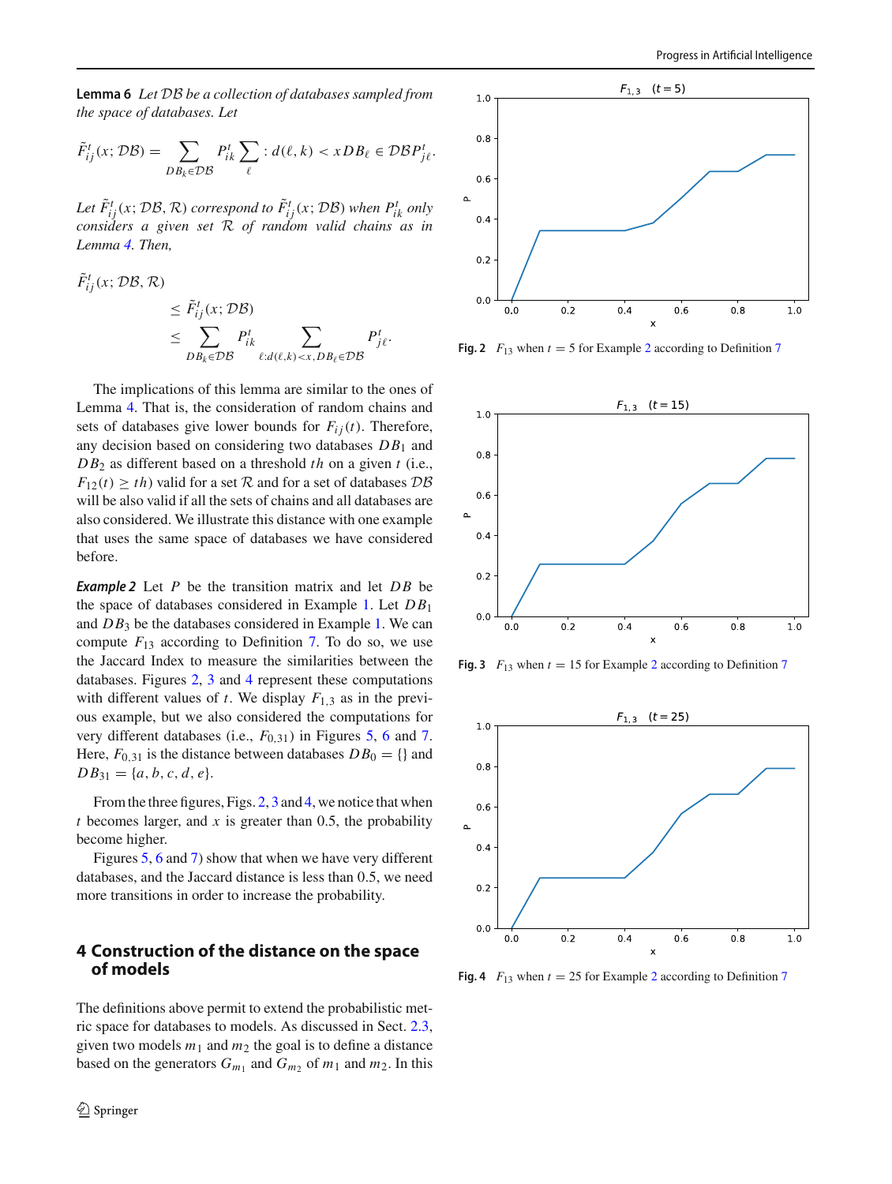**Lemma 6** *Let $\mathcal{DB}$ be a collection of databases sampled from the space of databases. Let*

$$\tilde{F}^t_{ij}(x; \mathcal{DB}) = \sum_{DB_k \in \mathcal{DB}} P^t_{ik} \sum_{\ell} : d(\ell, k) < x DB_\ell \in \mathcal{DB} P^t_{j\ell}.$$

*Let $\tilde{F}^t_{ij}(x; \mathcal{DB}, \mathcal{R})$ correspond to $\tilde{F}^t_{ij}(x; \mathcal{DB})$ when $P^t_{ik}$ only considers a given set $\mathcal{R}$ of random valid chains as in Lemma 4. Then,*

$$\tilde{F}^t_{ij}(x; \mathcal{DB}, \mathcal{R}) \leq \tilde{F}^t_{ij}(x; \mathcal{DB}) \leq \sum_{DB_k \in \mathcal{DB}} P^t_{ik} \sum_{\ell : d(\ell, k) < x, DB_\ell \in \mathcal{DB}} P^t_{j\ell}.$$

The implications of this lemma are similar to the ones of Lemma 4. That is, the consideration of random chains and sets of databases give lower bounds for $F_{ij}(t)$. Therefore, any decision based on considering two databases $DB_1$ and $DB_2$ as different based on a threshold $th$ on a given $t$ (i.e., $F_{12}(t) \geq th$) valid for a set $\mathcal{R}$ and for a set of databases $\mathcal{DB}$ will be also valid if all the sets of chains and all databases are also considered. We illustrate this distance with one example that uses the same space of databases we have considered before.

***Example 2*** Let $P$ be the transition matrix and let $DB$ be the space of databases considered in Example 1. Let $DB_1$ and $DB_3$ be the databases considered in Example 1. We can compute $F_{13}$ according to Definition 7. To do so, we use the Jaccard Index to measure the similarities between the databases. Figures 2, 3 and 4 represent these computations with different values of $t$. We display $F_{1,3}$ as in the previous example, but we also considered the computations for very different databases (i.e., $F_{0,31}$) in Figures 5, 6 and 7. Here, $F_{0,31}$ is the distance between databases $DB_0 = \{\}$ and $DB_{31} = \{a, b, c, d, e\}$.

From the three figures, Figs. 2, 3 and 4, we notice that when $t$ becomes larger, and $x$ is greater than 0.5, the probability become higher.

Figures 5, 6 and 7) show that when we have very different databases, and the Jaccard distance is less than 0.5, we need more transitions in order to increase the probability.

## 4 Construction of the distance on the space of models

The definitions above permit to extend the probabilistic metric space for databases to models. As discussed in Sect. 2.3, given two models $m_1$ and $m_2$ the goal is to define a distance based on the generators $G_{m_1}$ and $G_{m_2}$ of $m_1$ and $m_2$. In this

**Fig. 2** $F_{13}$ when $t = 5$ for Example 2 according to Definition 7

**Fig. 3** $F_{13}$ when $t = 15$ for Example 2 according to Definition 7

**Fig. 4** $F_{13}$ when $t = 25$ for Example 2 according to Definition 7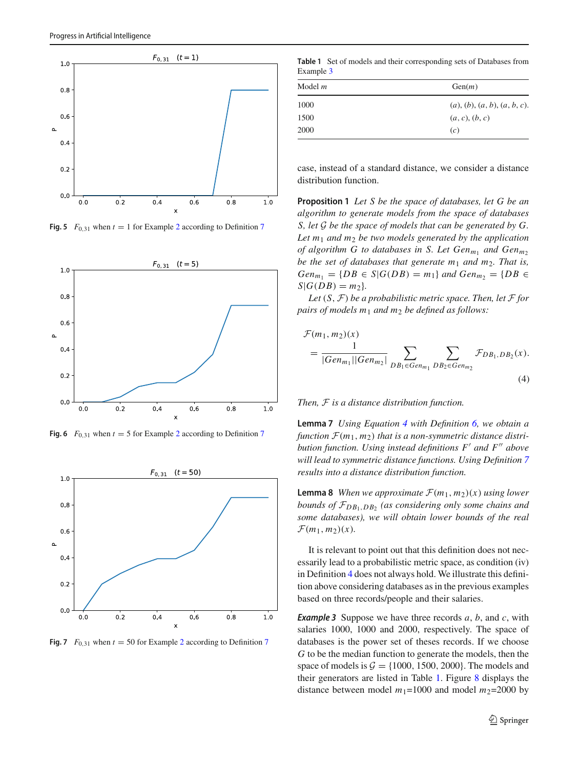Fig. 5 $F_{0,31}$ when $t = 1$ for Example 2 according to Definition 7

Fig. 6 $F_{0,31}$ when $t = 5$ for Example 2 according to Definition 7

Fig. 7 $F_{0,31}$ when $t = 50$ for Example 2 according to Definition 7

**Table 1** Set of models and their corresponding sets of Databases from Example 3

| Model $m$ | Gen($m$) |
|---|---|
| 1000 | $(a)$, $(b)$, $(a, b)$, $(a, b, c)$. |
| 1500 | $(a, c)$, $(b, c)$ |
| 2000 | $(c)$ |

case, instead of a standard distance, we consider a distance distribution function.

**Proposition 1** *Let $S$ be the space of databases, let $G$ be an algorithm to generate models from the space of databases $S$, let $\mathcal{G}$ be the space of models that can be generated by $G$. Let $m_1$ and $m_2$ be two models generated by the application of algorithm $G$ to databases in $S$. Let $Gen_{m_1}$ and $Gen_{m_2}$ be the set of databases that generate $m_1$ and $m_2$. That is, $Gen_{m_1} = \{DB \in S|G(DB) = m_1\}$ and $Gen_{m_2} = \{DB \in S|G(DB) = m_2\}$.*

*Let $(S, \mathcal{F})$ be a probabilistic metric space. Then, let $\mathcal{F}$ for pairs of models $m_1$ and $m_2$ be defined as follows:*

$$\mathcal{F}(m_1, m_2)(x) = \frac{1}{|Gen_{m_1}||Gen_{m_2}|} \sum_{DB_1 \in Gen_{m_1}} \sum_{DB_2 \in Gen_{m_2}} \mathcal{F}_{DB_1, DB_2}(x). \quad (4)$$

*Then, $\mathcal{F}$ is a distance distribution function.*

**Lemma 7** *Using Equation 4 with Definition 6, we obtain a function $\mathcal{F}(m_1, m_2)$ that is a non-symmetric distance distribution function. Using instead definitions $F'$ and $F''$ above will lead to symmetric distance functions. Using Definition 7 results into a distance distribution function.*

**Lemma 8** *When we approximate $\mathcal{F}(m_1, m_2)(x)$ using lower bounds of $\mathcal{F}_{DB_1, DB_2}$ (as considering only some chains and some databases), we will obtain lower bounds of the real $\mathcal{F}(m_1, m_2)(x)$.*

It is relevant to point out that this definition does not necessarily lead to a probabilistic metric space, as condition (iv) in Definition 4 does not always hold. We illustrate this definition above considering databases as in the previous examples based on three records/people and their salaries.

***Example 3*** Suppose we have three records $a$, $b$, and $c$, with salaries 1000, 1000 and 2000, respectively. The space of databases is the power set of theses records. If we choose $G$ to be the median function to generate the models, then the space of models is $\mathcal{G} = \{1000, 1500, 2000\}$. The models and their generators are listed in Table 1. Figure 8 displays the distance between model $m_1$=1000 and model $m_2$=2000 by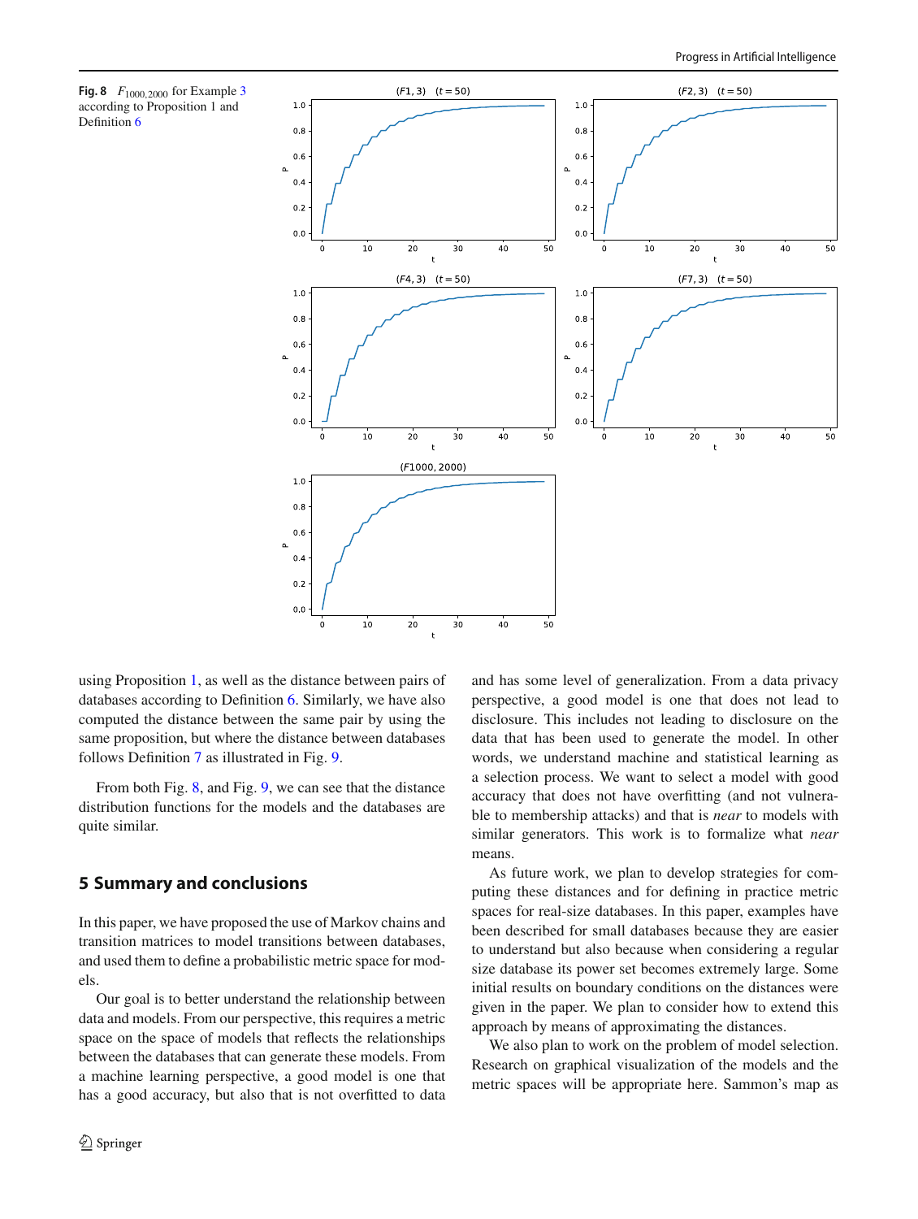**Fig. 8** $F_{1000,2000}$ for Example 3 according to Proposition 1 and Definition 6

using Proposition 1, as well as the distance between pairs of databases according to Definition 6. Similarly, we have also computed the distance between the same pair by using the same proposition, but where the distance between databases follows Definition 7 as illustrated in Fig. 9.

From both Fig. 8, and Fig. 9, we can see that the distance distribution functions for the models and the databases are quite similar.

## 5 Summary and conclusions

In this paper, we have proposed the use of Markov chains and transition matrices to model transitions between databases, and used them to define a probabilistic metric space for models.

Our goal is to better understand the relationship between data and models. From our perspective, this requires a metric space on the space of models that reflects the relationships between the databases that can generate these models. From a machine learning perspective, a good model is one that has a good accuracy, but also that is not overfitted to data and has some level of generalization. From a data privacy perspective, a good model is one that does not lead to disclosure. This includes not leading to disclosure on the data that has been used to generate the model. In other words, we understand machine and statistical learning as a selection process. We want to select a model with good accuracy that does not have overfitting (and not vulnerable to membership attacks) and that is *near* to models with similar generators. This work is to formalize what *near* means.

As future work, we plan to develop strategies for computing these distances and for defining in practice metric spaces for real-size databases. In this paper, examples have been described for small databases because they are easier to understand but also because when considering a regular size database its power set becomes extremely large. Some initial results on boundary conditions on the distances were given in the paper. We plan to consider how to extend this approach by means of approximating the distances.

We also plan to work on the problem of model selection. Research on graphical visualization of the models and the metric spaces will be appropriate here. Sammon's map as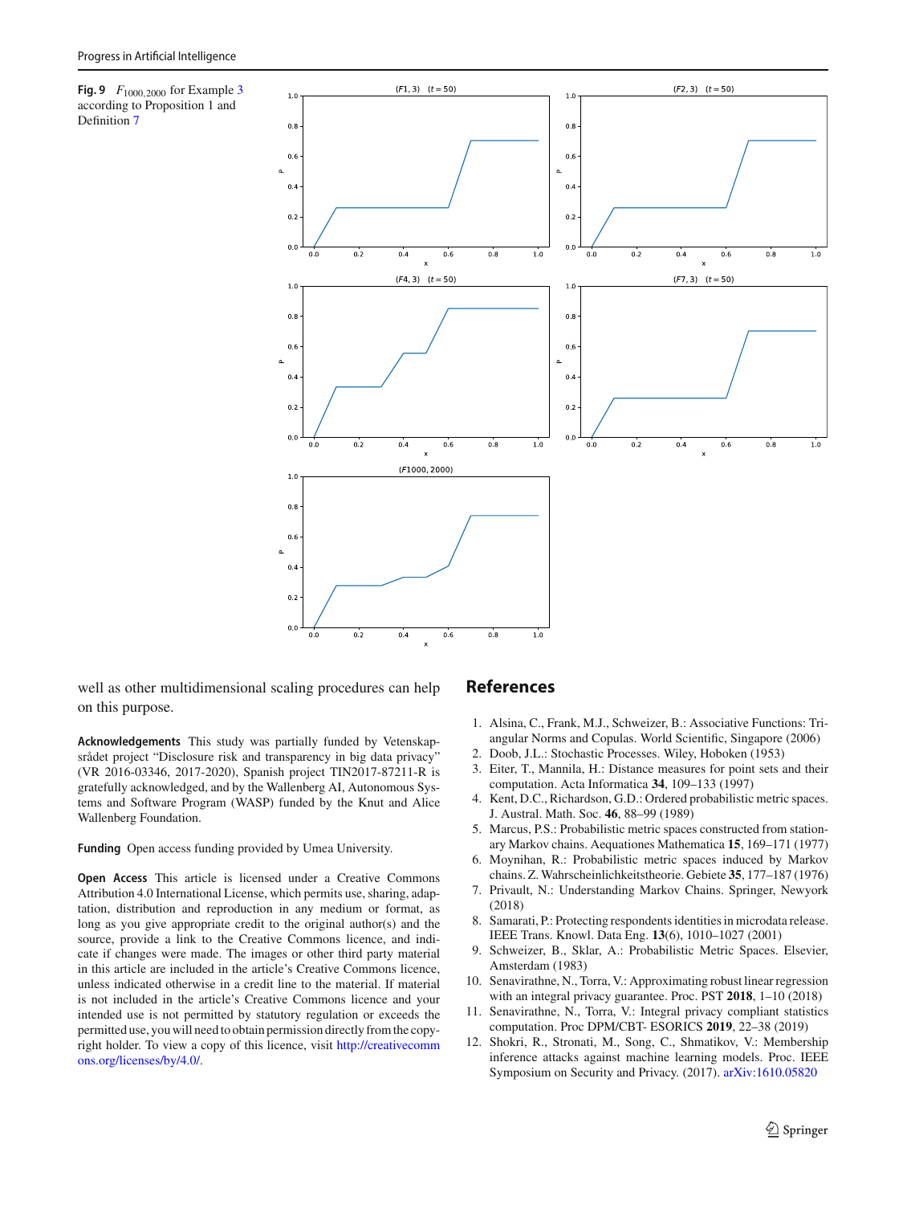**Fig. 9** $F_{1000,2000}$ for Example 3 according to Proposition 1 and Definition 7

well as other multidimensional scaling procedures can help on this purpose.

**Acknowledgements** This study was partially funded by Vetenskapsrådet project "Disclosure risk and transparency in big data privacy" (VR 2016-03346, 2017-2020), Spanish project TIN2017-87211-R is gratefully acknowledged, and by the Wallenberg AI, Autonomous Systems and Software Program (WASP) funded by the Knut and Alice Wallenberg Foundation.

**Funding** Open access funding provided by Umea University.

**Open Access** This article is licensed under a Creative Commons Attribution 4.0 International License, which permits use, sharing, adaptation, distribution and reproduction in any medium or format, as long as you give appropriate credit to the original author(s) and the source, provide a link to the Creative Commons licence, and indicate if changes were made. The images or other third party material in this article are included in the article's Creative Commons licence, unless indicated otherwise in a credit line to the material. If material is not included in the article's Creative Commons licence and your intended use is not permitted by statutory regulation or exceeds the permitted use, you will need to obtain permission directly from the copyright holder. To view a copy of this licence, visit http://creativecommons.org/licenses/by/4.0/.

## References

1. Alsina, C., Frank, M.J., Schweizer, B.: Associative Functions: Triangular Norms and Copulas. World Scientific, Singapore (2006)
2. Doob, J.L.: Stochastic Processes. Wiley, Hoboken (1953)
3. Eiter, T., Mannila, H.: Distance measures for point sets and their computation. Acta Informatica **34**, 109–133 (1997)
4. Kent, D.C., Richardson, G.D.: Ordered probabilistic metric spaces. J. Austral. Math. Soc. **46**, 88–99 (1989)
5. Marcus, P.S.: Probabilistic metric spaces constructed from stationary Markov chains. Aequationes Mathematica **15**, 169–171 (1977)
6. Moynihan, R.: Probabilistic metric spaces induced by Markov chains. Z. Wahrscheinlichkeitstheorie. Gebiete **35**, 177–187 (1976)
7. Privault, N.: Understanding Markov Chains. Springer, Newyork (2018)
8. Samarati, P.: Protecting respondents identities in microdata release. IEEE Trans. Knowl. Data Eng. **13**(6), 1010–1027 (2001)
9. Schweizer, B., Sklar, A.: Probabilistic Metric Spaces. Elsevier, Amsterdam (1983)
10. Senavirathne, N., Torra, V.: Approximating robust linear regression with an integral privacy guarantee. Proc. PST **2018**, 1–10 (2018)
11. Senavirathne, N., Torra, V.: Integral privacy compliant statistics computation. Proc DPM/CBT- ESORICS **2019**, 22–38 (2019)
12. Shokri, R., Stronati, M., Song, C., Shmatikov, V.: Membership inference attacks against machine learning models. Proc. IEEE Symposium on Security and Privacy. (2017). arXiv:1610.05820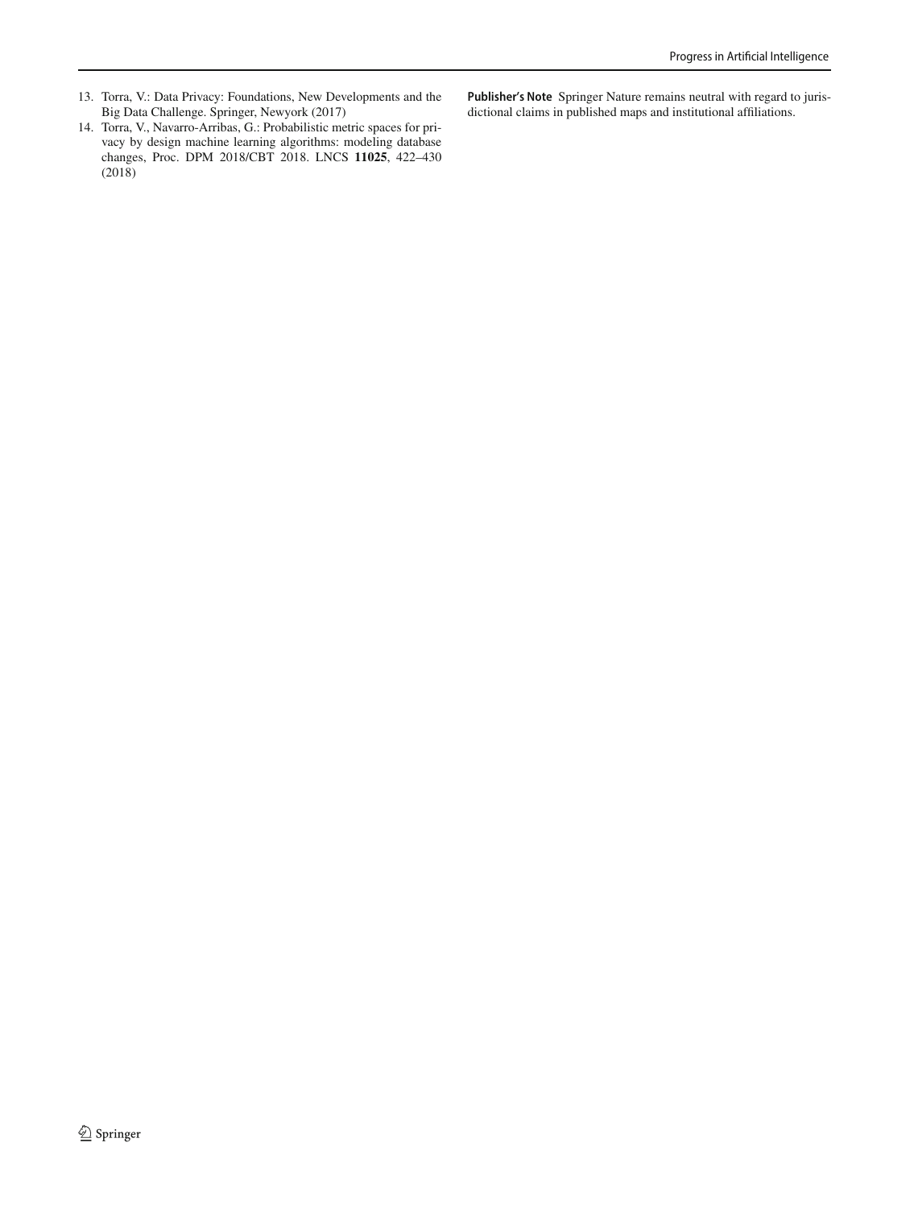13. Torra, V.: Data Privacy: Foundations, New Developments and the Big Data Challenge. Springer, Newyork (2017)
14. Torra, V., Navarro-Arribas, G.: Probabilistic metric spaces for privacy by design machine learning algorithms: modeling database changes, Proc. DPM 2018/CBT 2018. LNCS **11025**, 422–430 (2018)

**Publisher's Note** Springer Nature remains neutral with regard to jurisdictional claims in published maps and institutional affiliations.